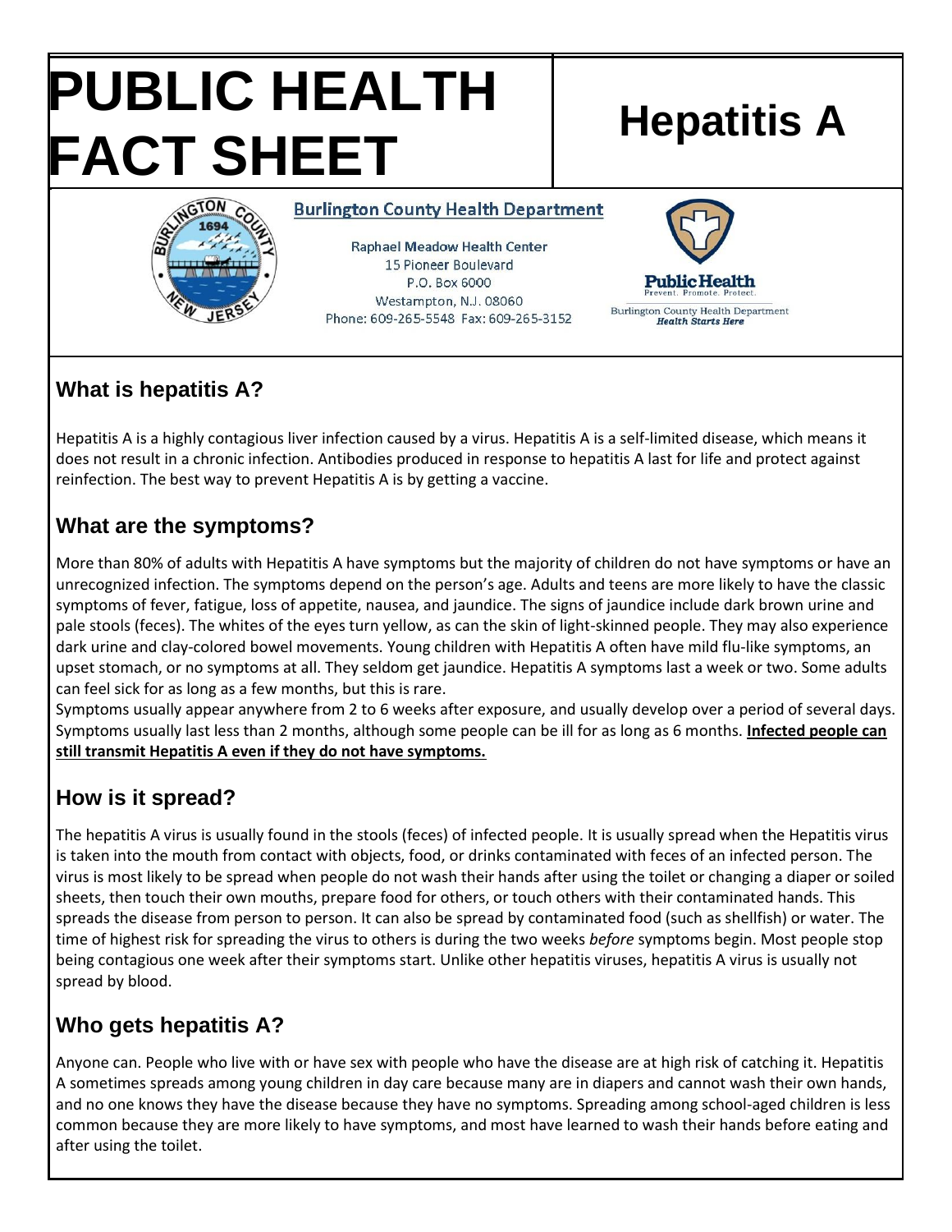# PUBLIC HEALTH FACT SHEET

# Hepatitis A

**Burlington County Health Department**

Raphael Meadow Health Center
15 Pioneer Boulevard
P.O. Box 6000
Westampton, N.J. 08060
Phone: 609-265-5548 Fax: 609-265-3152

Public Health
Prevent. Promote. Protect.
Burlington County Health Department
*Health Starts Here*

## What is hepatitis A?

Hepatitis A is a highly contagious liver infection caused by a virus. Hepatitis A is a self-limited disease, which means it does not result in a chronic infection. Antibodies produced in response to hepatitis A last for life and protect against reinfection. The best way to prevent Hepatitis A is by getting a vaccine.

## What are the symptoms?

More than 80% of adults with Hepatitis A have symptoms but the majority of children do not have symptoms or have an unrecognized infection. The symptoms depend on the person's age. Adults and teens are more likely to have the classic symptoms of fever, fatigue, loss of appetite, nausea, and jaundice. The signs of jaundice include dark brown urine and pale stools (feces). The whites of the eyes turn yellow, as can the skin of light-skinned people. They may also experience dark urine and clay-colored bowel movements. Young children with Hepatitis A often have mild flu-like symptoms, an upset stomach, or no symptoms at all. They seldom get jaundice. Hepatitis A symptoms last a week or two. Some adults can feel sick for as long as a few months, but this is rare.

Symptoms usually appear anywhere from 2 to 6 weeks after exposure, and usually develop over a period of several days. Symptoms usually last less than 2 months, although some people can be ill for as long as 6 months. **Infected people can still transmit Hepatitis A even if they do not have symptoms.**

## How is it spread?

The hepatitis A virus is usually found in the stools (feces) of infected people. It is usually spread when the Hepatitis virus is taken into the mouth from contact with objects, food, or drinks contaminated with feces of an infected person. The virus is most likely to be spread when people do not wash their hands after using the toilet or changing a diaper or soiled sheets, then touch their own mouths, prepare food for others, or touch others with their contaminated hands. This spreads the disease from person to person. It can also be spread by contaminated food (such as shellfish) or water. The time of highest risk for spreading the virus to others is during the two weeks *before* symptoms begin. Most people stop being contagious one week after their symptoms start. Unlike other hepatitis viruses, hepatitis A virus is usually not spread by blood.

## Who gets hepatitis A?

Anyone can. People who live with or have sex with people who have the disease are at high risk of catching it. Hepatitis A sometimes spreads among young children in day care because many are in diapers and cannot wash their own hands, and no one knows they have the disease because they have no symptoms. Spreading among school-aged children is less common because they are more likely to have symptoms, and most have learned to wash their hands before eating and after using the toilet.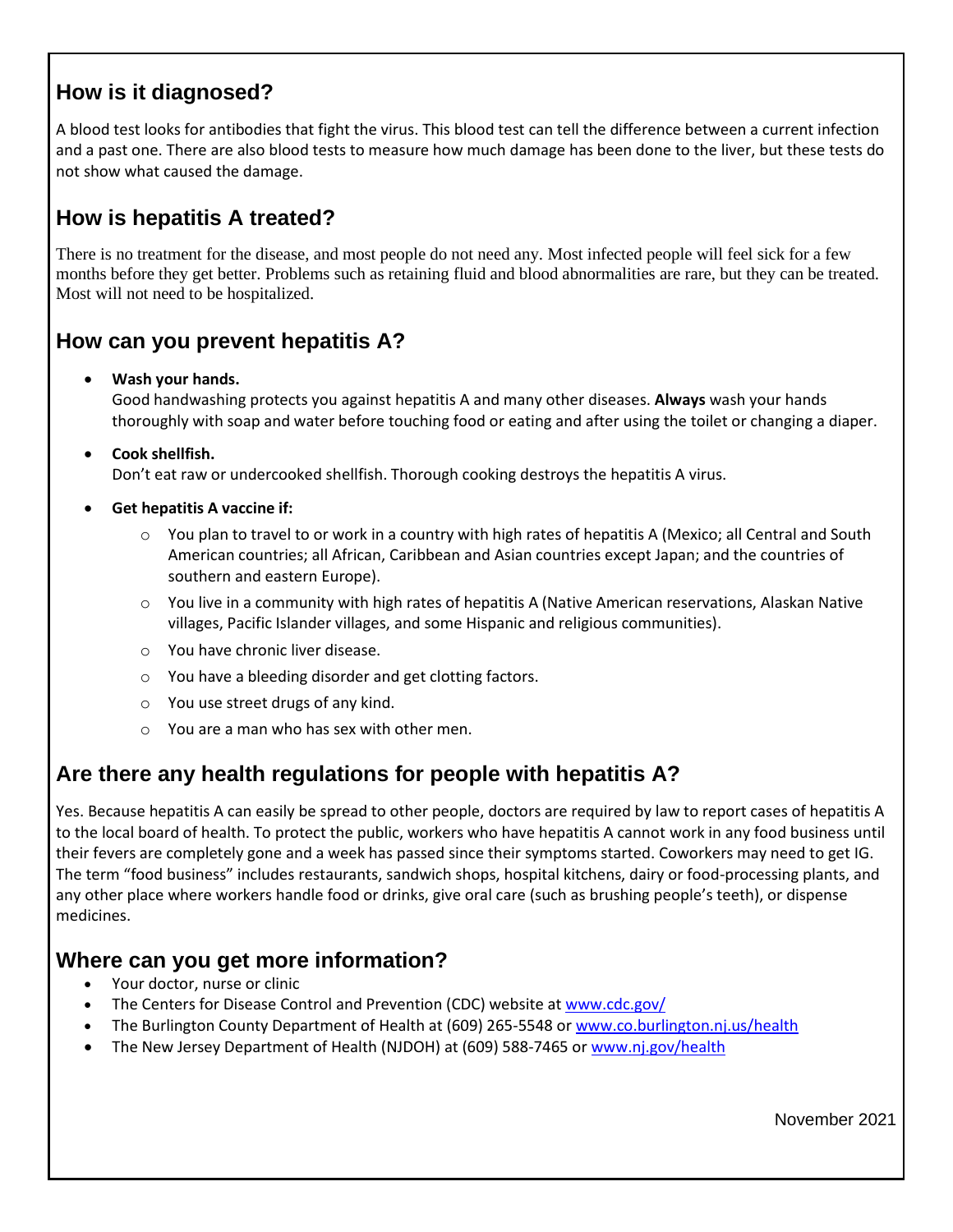## How is it diagnosed?

A blood test looks for antibodies that fight the virus. This blood test can tell the difference between a current infection and a past one. There are also blood tests to measure how much damage has been done to the liver, but these tests do not show what caused the damage.

## How is hepatitis A treated?

There is no treatment for the disease, and most people do not need any. Most infected people will feel sick for a few months before they get better. Problems such as retaining fluid and blood abnormalities are rare, but they can be treated. Most will not need to be hospitalized.

## How can you prevent hepatitis A?

- **Wash your hands.**
  Good handwashing protects you against hepatitis A and many other diseases. **Always** wash your hands thoroughly with soap and water before touching food or eating and after using the toilet or changing a diaper.
- **Cook shellfish.**
  Don't eat raw or undercooked shellfish. Thorough cooking destroys the hepatitis A virus.
- **Get hepatitis A vaccine if:**
  - You plan to travel to or work in a country with high rates of hepatitis A (Mexico; all Central and South American countries; all African, Caribbean and Asian countries except Japan; and the countries of southern and eastern Europe).
  - You live in a community with high rates of hepatitis A (Native American reservations, Alaskan Native villages, Pacific Islander villages, and some Hispanic and religious communities).
  - You have chronic liver disease.
  - You have a bleeding disorder and get clotting factors.
  - You use street drugs of any kind.
  - You are a man who has sex with other men.

## Are there any health regulations for people with hepatitis A?

Yes. Because hepatitis A can easily be spread to other people, doctors are required by law to report cases of hepatitis A to the local board of health. To protect the public, workers who have hepatitis A cannot work in any food business until their fevers are completely gone and a week has passed since their symptoms started. Coworkers may need to get IG. The term "food business" includes restaurants, sandwich shops, hospital kitchens, dairy or food-processing plants, and any other place where workers handle food or drinks, give oral care (such as brushing people's teeth), or dispense medicines.

## Where can you get more information?

- Your doctor, nurse or clinic
- The Centers for Disease Control and Prevention (CDC) website at www.cdc.gov/
- The Burlington County Department of Health at (609) 265-5548 or www.co.burlington.nj.us/health
- The New Jersey Department of Health (NJDOH) at (609) 588-7465 or www.nj.gov/health

November 2021